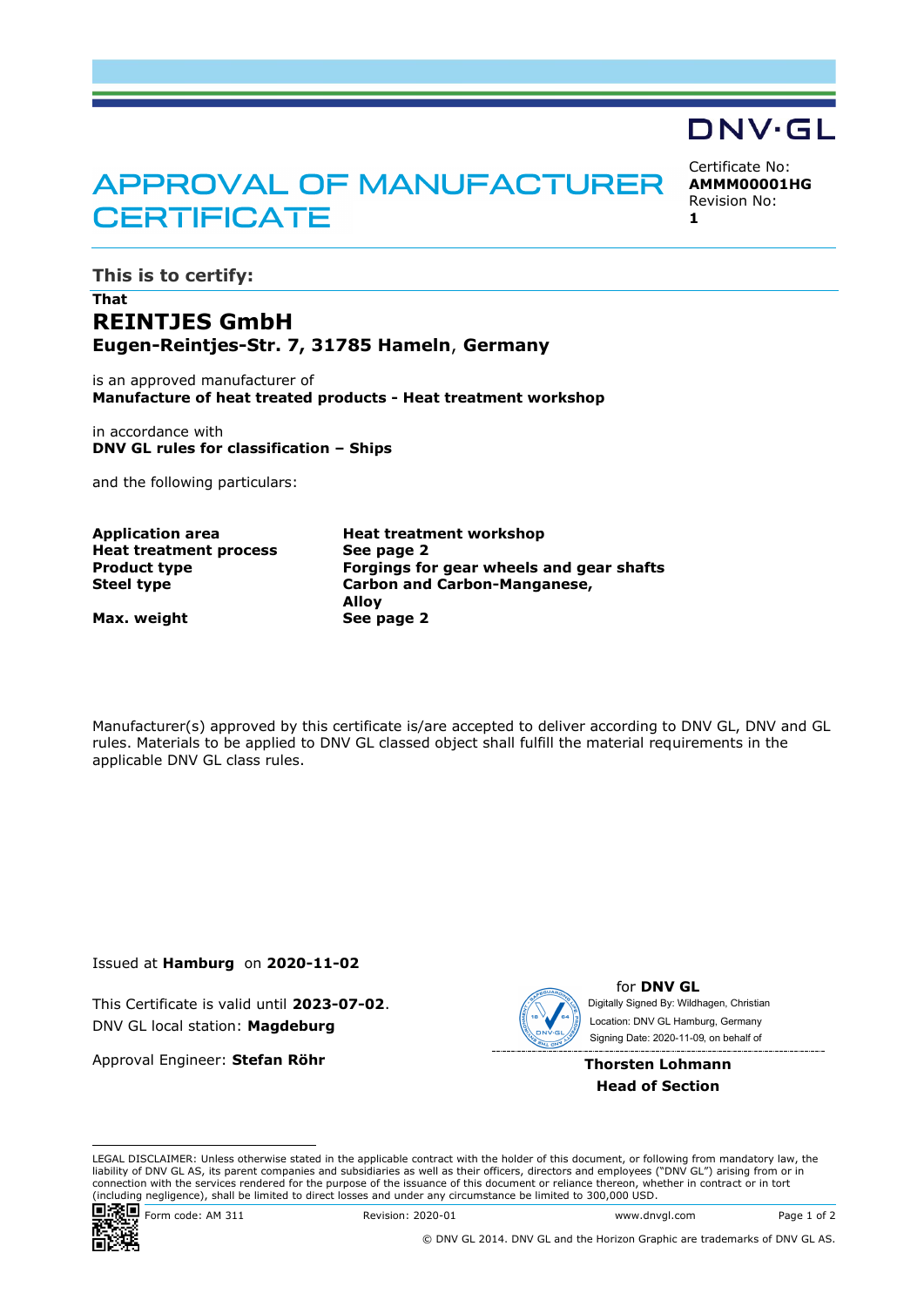DNV·GL

# APPROVAL OF MANUFACTURER CERTIFICATE

Certificate No:
**AMMM00001HG**
Revision No:
**1**

## This is to certify:

**That**

# REINTJES GmbH

### Eugen-Reintjes-Str. 7, 31785 Hameln, Germany

is an approved manufacturer of
**Manufacture of heat treated products - Heat treatment workshop**

in accordance with
**DNV GL rules for classification – Ships**

and the following particulars:

| | |
|---|---|
| **Application area** | **Heat treatment workshop** |
| **Heat treatment process** | **See page 2** |
| **Product type** | **Forgings for gear wheels and gear shafts** |
| **Steel type** | **Carbon and Carbon-Manganese, Alloy** |
| **Max. weight** | **See page 2** |

Manufacturer(s) approved by this certificate is/are accepted to deliver according to DNV GL, DNV and GL rules. Materials to be applied to DNV GL classed object shall fulfill the material requirements in the applicable DNV GL class rules.

Issued at **Hamburg** on **2020-11-02**

This Certificate is valid until **2023-07-02**.
DNV GL local station: **Magdeburg**

Approval Engineer: **Stefan Röhr**

for **DNV GL**
Digitally Signed By: Wildhagen, Christian
Location: DNV GL Hamburg, Germany
Signing Date: 2020-11-09, on behalf of

**Thorsten Lohmann**
**Head of Section**

LEGAL DISCLAIMER: Unless otherwise stated in the applicable contract with the holder of this document, or following from mandatory law, the liability of DNV GL AS, its parent companies and subsidiaries as well as their officers, directors and employees ("DNV GL") arising from or in connection with the services rendered for the purpose of the issuance of this document or reliance thereon, whether in contract or in tort (including negligence), shall be limited to direct losses and under any circumstance be limited to 300,000 USD.

Form code: AM 311 Revision: 2020-01 www.dnvgl.com

© DNV GL 2014. DNV GL and the Horizon Graphic are trademarks of DNV GL AS.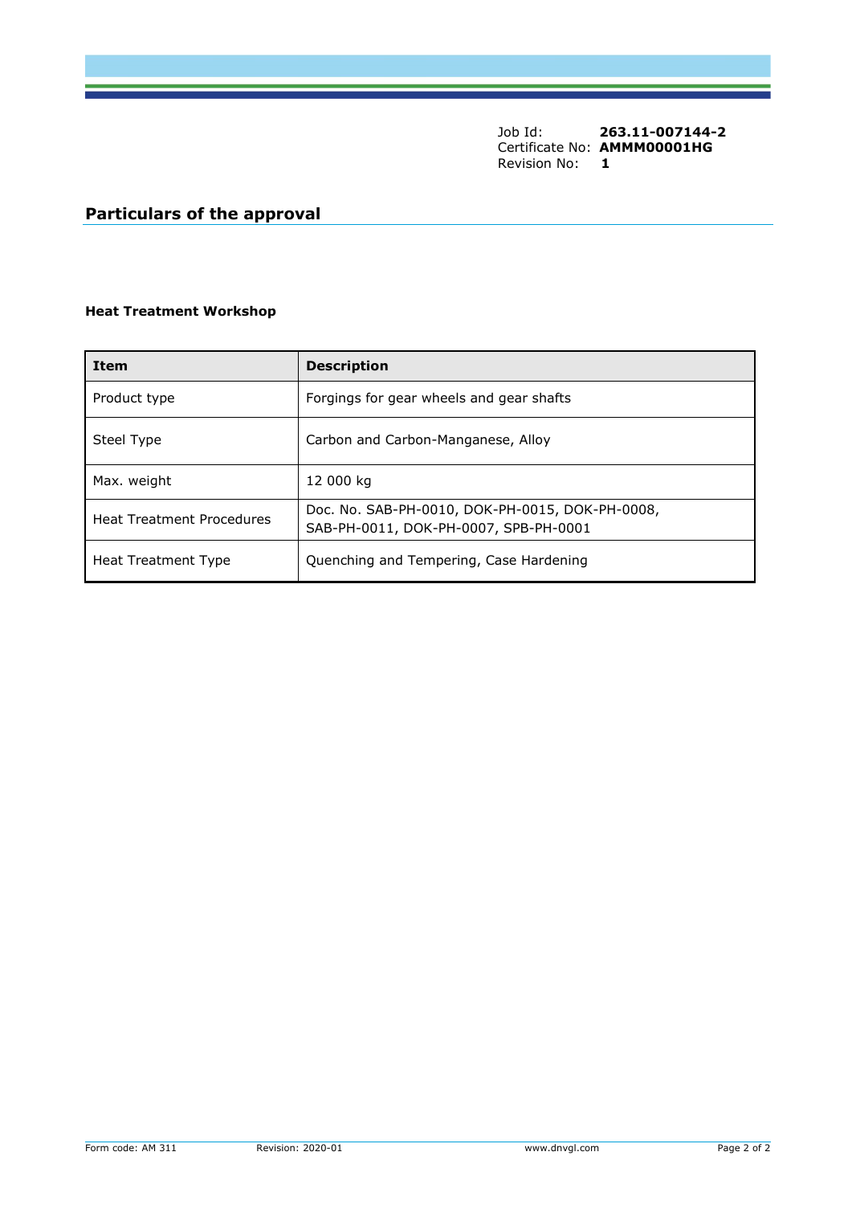Job Id: **263.11-007144-2**
Certificate No: **AMMM00001HG**
Revision No: **1**

## Particulars of the approval

### Heat Treatment Workshop

| Item | Description |
|---|---|
| Product type | Forgings for gear wheels and gear shafts |
| Steel Type | Carbon and Carbon-Manganese, Alloy |
| Max. weight | 12 000 kg |
| Heat Treatment Procedures | Doc. No. SAB-PH-0010, DOK-PH-0015, DOK-PH-0008, SAB-PH-0011, DOK-PH-0007, SPB-PH-0001 |
| Heat Treatment Type | Quenching and Tempering, Case Hardening |